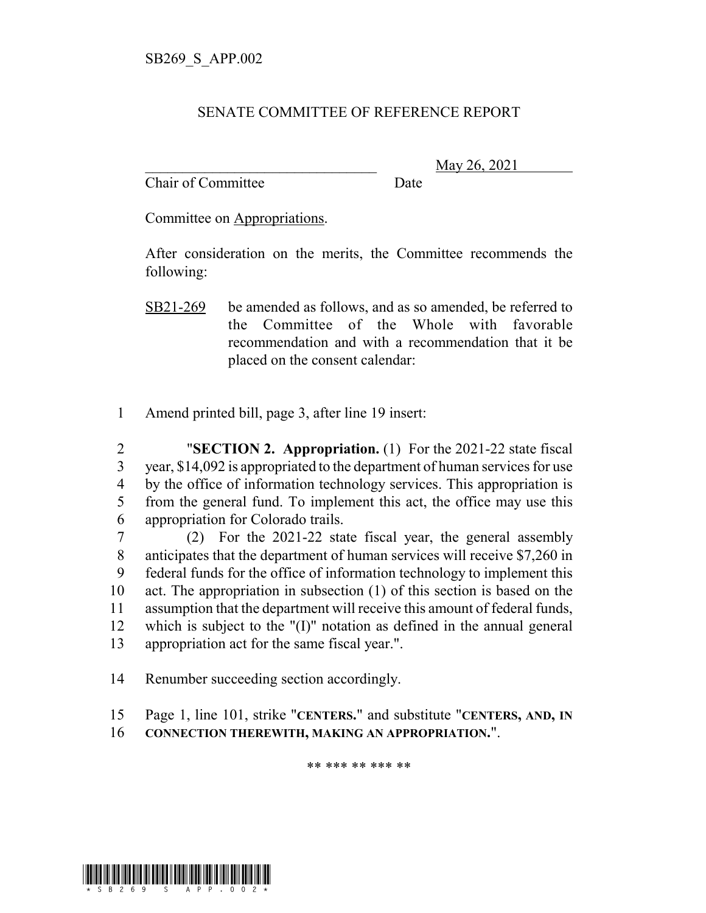SB269_S_APP.002

# SENATE COMMITTEE OF REFERENCE REPORT

________________________________ May 26, 2021
Chair of Committee Date

Committee on Appropriations.

After consideration on the merits, the Committee recommends the following:

SB21-269 be amended as follows, and as so amended, be referred to the Committee of the Whole with favorable recommendation and with a recommendation that it be placed on the consent calendar:

1 Amend printed bill, page 3, after line 19 insert:

2 "**SECTION 2. Appropriation.** (1) For the 2021-22 state fiscal
3 year, $14,092 is appropriated to the department of human services for use
4 by the office of information technology services. This appropriation is
5 from the general fund. To implement this act, the office may use this
6 appropriation for Colorado trails.

7 (2) For the 2021-22 state fiscal year, the general assembly
8 anticipates that the department of human services will receive $7,260 in
9 federal funds for the office of information technology to implement this
10 act. The appropriation in subsection (1) of this section is based on the
11 assumption that the department will receive this amount of federal funds,
12 which is subject to the "(I)" notation as defined in the annual general
13 appropriation act for the same fiscal year.".

14 Renumber succeeding section accordingly.

15 Page 1, line 101, strike "**CENTERS.**" and substitute "**CENTERS, AND, IN**
16 **CONNECTION THEREWITH, MAKING AN APPROPRIATION.**".

** *** ** *** **